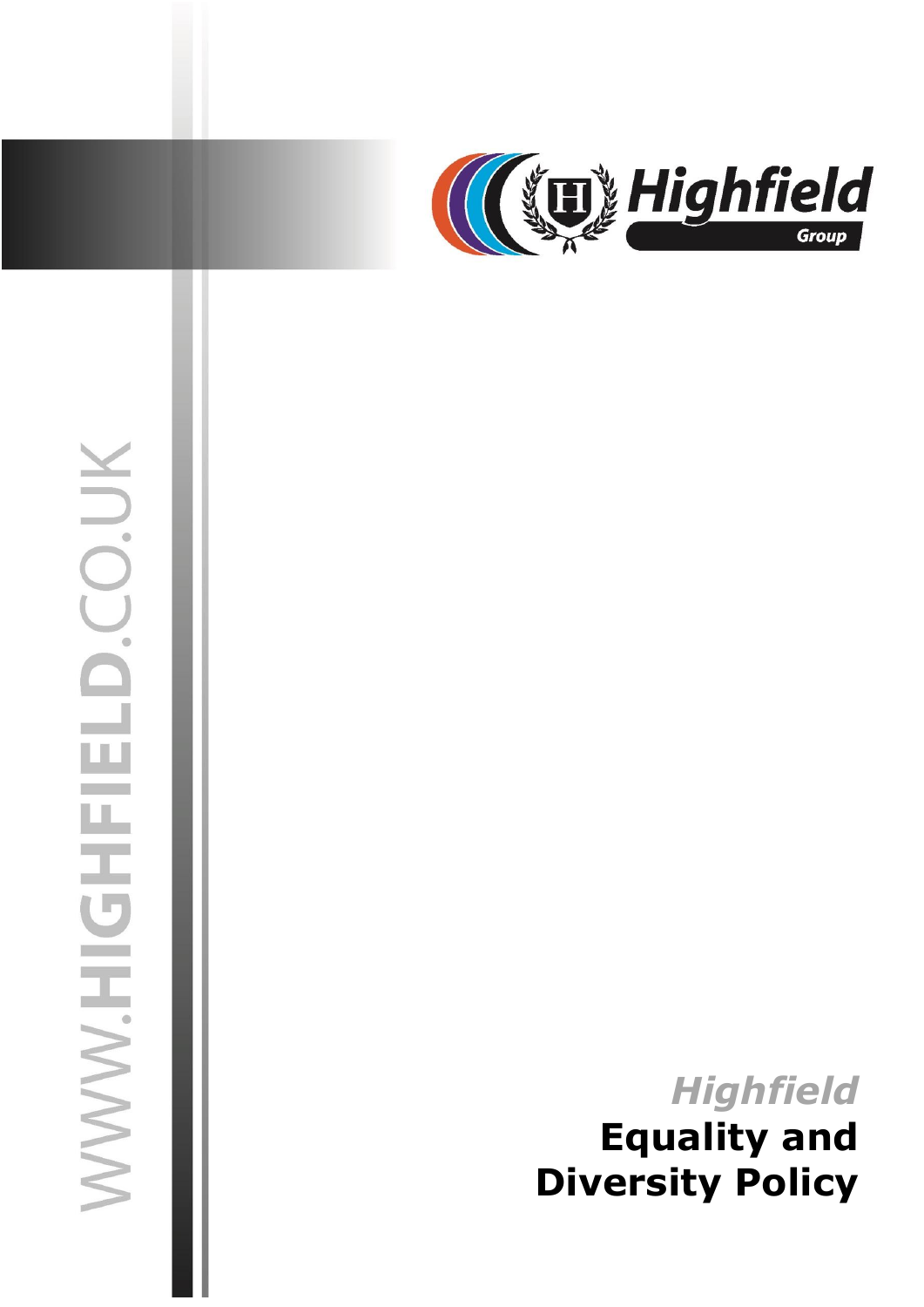WWW.HIGHFIELD.CO.UK

Highfield Group

*Highfield*

# Equality and Diversity Policy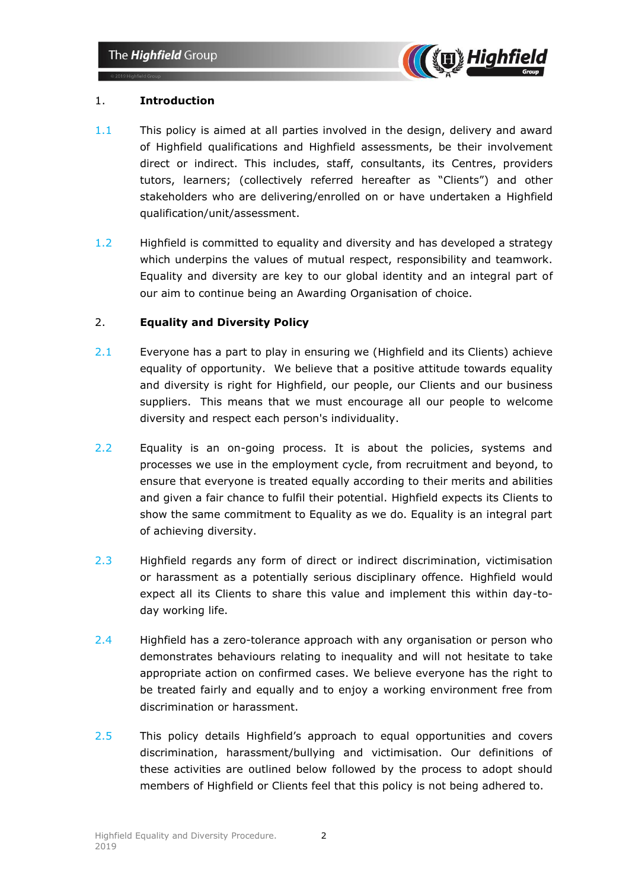## 1. Introduction

1.1 This policy is aimed at all parties involved in the design, delivery and award of Highfield qualifications and Highfield assessments, be their involvement direct or indirect. This includes, staff, consultants, its Centres, providers tutors, learners; (collectively referred hereafter as "Clients") and other stakeholders who are delivering/enrolled on or have undertaken a Highfield qualification/unit/assessment.

1.2 Highfield is committed to equality and diversity and has developed a strategy which underpins the values of mutual respect, responsibility and teamwork. Equality and diversity are key to our global identity and an integral part of our aim to continue being an Awarding Organisation of choice.

## 2. Equality and Diversity Policy

2.1 Everyone has a part to play in ensuring we (Highfield and its Clients) achieve equality of opportunity. We believe that a positive attitude towards equality and diversity is right for Highfield, our people, our Clients and our business suppliers. This means that we must encourage all our people to welcome diversity and respect each person's individuality.

2.2 Equality is an on-going process. It is about the policies, systems and processes we use in the employment cycle, from recruitment and beyond, to ensure that everyone is treated equally according to their merits and abilities and given a fair chance to fulfil their potential. Highfield expects its Clients to show the same commitment to Equality as we do. Equality is an integral part of achieving diversity.

2.3 Highfield regards any form of direct or indirect discrimination, victimisation or harassment as a potentially serious disciplinary offence. Highfield would expect all its Clients to share this value and implement this within day-to-day working life.

2.4 Highfield has a zero-tolerance approach with any organisation or person who demonstrates behaviours relating to inequality and will not hesitate to take appropriate action on confirmed cases. We believe everyone has the right to be treated fairly and equally and to enjoy a working environment free from discrimination or harassment.

2.5 This policy details Highfield's approach to equal opportunities and covers discrimination, harassment/bullying and victimisation. Our definitions of these activities are outlined below followed by the process to adopt should members of Highfield or Clients feel that this policy is not being adhered to.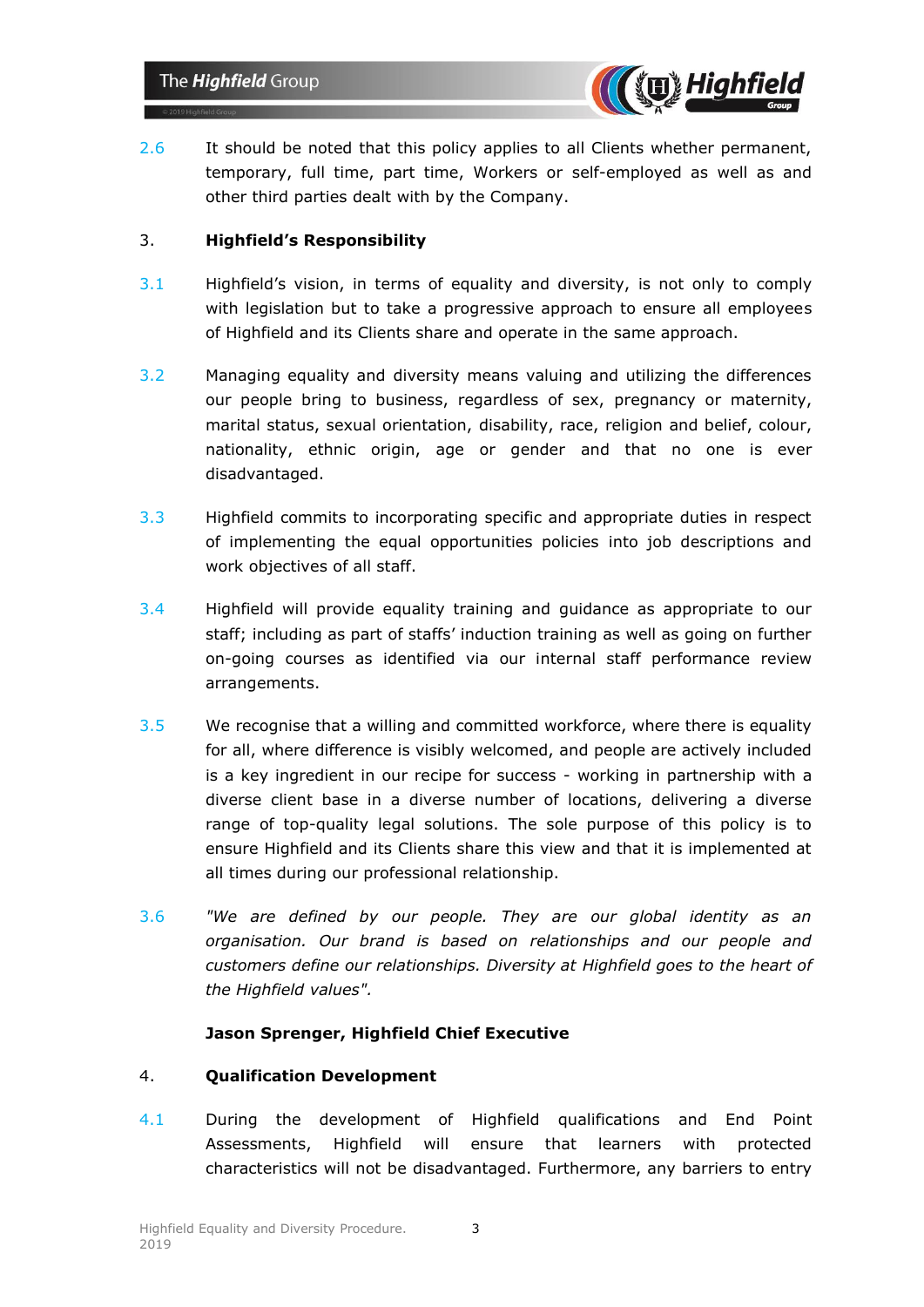2.6 It should be noted that this policy applies to all Clients whether permanent, temporary, full time, part time, Workers or self-employed as well as and other third parties dealt with by the Company.

## 3. Highfield's Responsibility

3.1 Highfield's vision, in terms of equality and diversity, is not only to comply with legislation but to take a progressive approach to ensure all employees of Highfield and its Clients share and operate in the same approach.

3.2 Managing equality and diversity means valuing and utilizing the differences our people bring to business, regardless of sex, pregnancy or maternity, marital status, sexual orientation, disability, race, religion and belief, colour, nationality, ethnic origin, age or gender and that no one is ever disadvantaged.

3.3 Highfield commits to incorporating specific and appropriate duties in respect of implementing the equal opportunities policies into job descriptions and work objectives of all staff.

3.4 Highfield will provide equality training and guidance as appropriate to our staff; including as part of staffs' induction training as well as going on further on-going courses as identified via our internal staff performance review arrangements.

3.5 We recognise that a willing and committed workforce, where there is equality for all, where difference is visibly welcomed, and people are actively included is a key ingredient in our recipe for success - working in partnership with a diverse client base in a diverse number of locations, delivering a diverse range of top-quality legal solutions. The sole purpose of this policy is to ensure Highfield and its Clients share this view and that it is implemented at all times during our professional relationship.

3.6 *"We are defined by our people. They are our global identity as an organisation. Our brand is based on relationships and our people and customers define our relationships. Diversity at Highfield goes to the heart of the Highfield values".*

**Jason Sprenger, Highfield Chief Executive**

## 4. Qualification Development

4.1 During the development of Highfield qualifications and End Point Assessments, Highfield will ensure that learners with protected characteristics will not be disadvantaged. Furthermore, any barriers to entry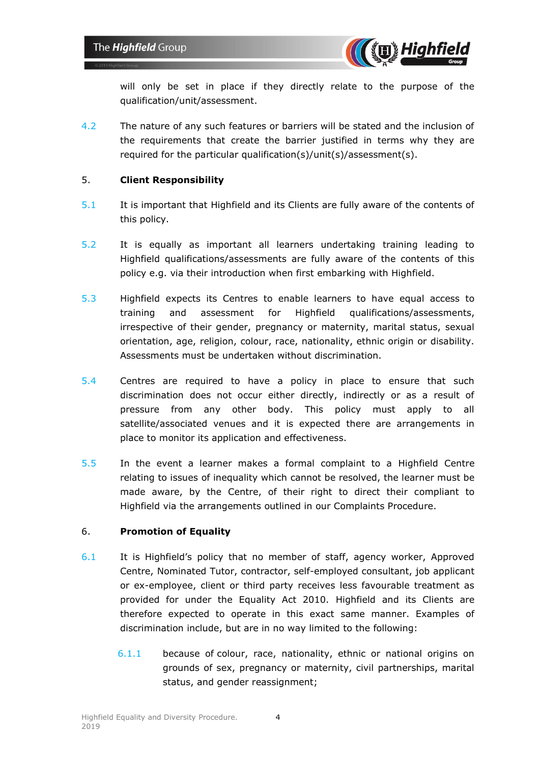will only be set in place if they directly relate to the purpose of the qualification/unit/assessment.

4.2 The nature of any such features or barriers will be stated and the inclusion of the requirements that create the barrier justified in terms why they are required for the particular qualification(s)/unit(s)/assessment(s).

## 5. Client Responsibility

5.1 It is important that Highfield and its Clients are fully aware of the contents of this policy.

5.2 It is equally as important all learners undertaking training leading to Highfield qualifications/assessments are fully aware of the contents of this policy e.g. via their introduction when first embarking with Highfield.

5.3 Highfield expects its Centres to enable learners to have equal access to training and assessment for Highfield qualifications/assessments, irrespective of their gender, pregnancy or maternity, marital status, sexual orientation, age, religion, colour, race, nationality, ethnic origin or disability. Assessments must be undertaken without discrimination.

5.4 Centres are required to have a policy in place to ensure that such discrimination does not occur either directly, indirectly or as a result of pressure from any other body. This policy must apply to all satellite/associated venues and it is expected there are arrangements in place to monitor its application and effectiveness.

5.5 In the event a learner makes a formal complaint to a Highfield Centre relating to issues of inequality which cannot be resolved, the learner must be made aware, by the Centre, of their right to direct their compliant to Highfield via the arrangements outlined in our Complaints Procedure.

## 6. Promotion of Equality

6.1 It is Highfield's policy that no member of staff, agency worker, Approved Centre, Nominated Tutor, contractor, self-employed consultant, job applicant or ex-employee, client or third party receives less favourable treatment as provided for under the Equality Act 2010. Highfield and its Clients are therefore expected to operate in this exact same manner. Examples of discrimination include, but are in no way limited to the following:

6.1.1 because of colour, race, nationality, ethnic or national origins on grounds of sex, pregnancy or maternity, civil partnerships, marital status, and gender reassignment;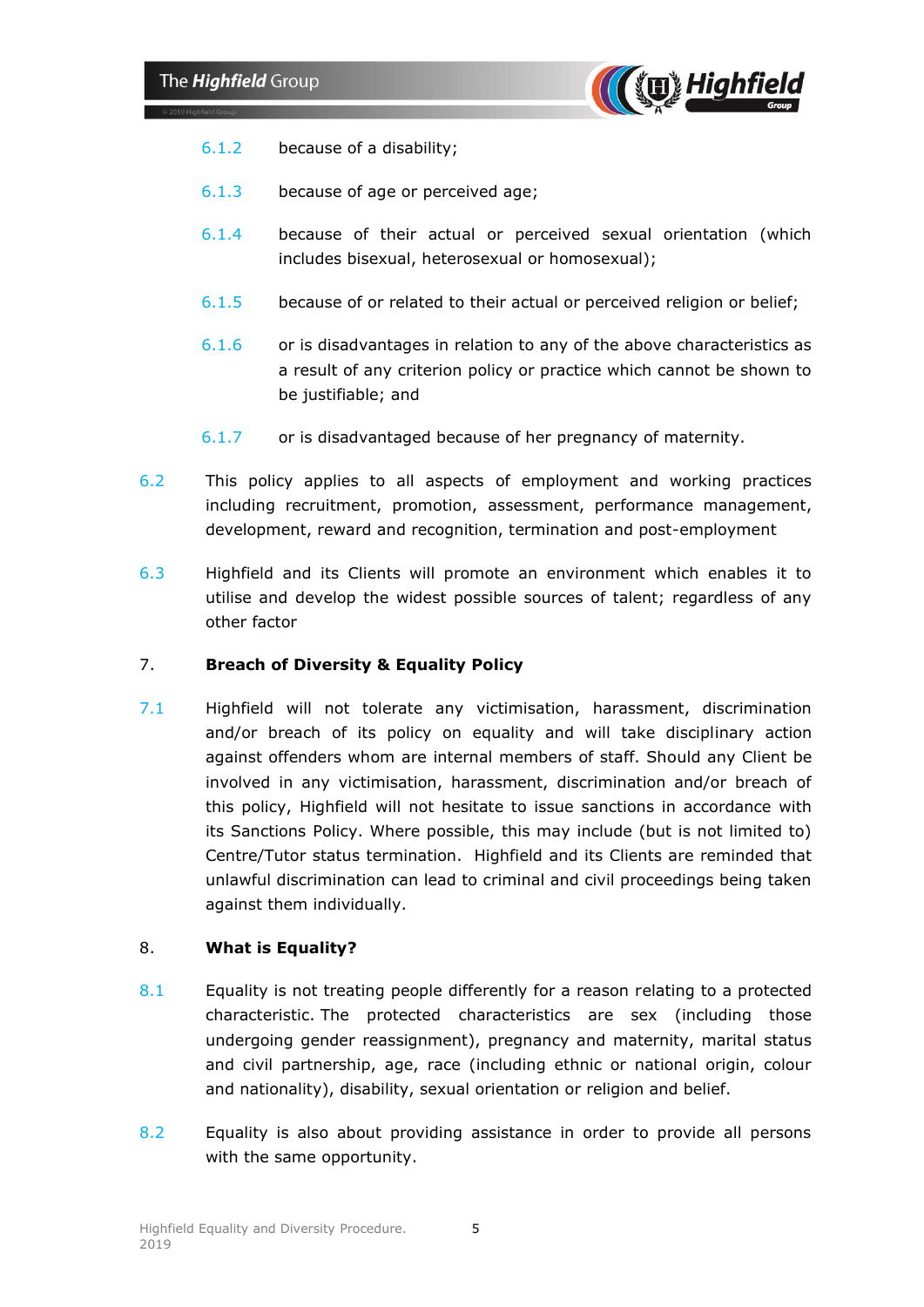6.1.2 because of a disability;

6.1.3 because of age or perceived age;

6.1.4 because of their actual or perceived sexual orientation (which includes bisexual, heterosexual or homosexual);

6.1.5 because of or related to their actual or perceived religion or belief;

6.1.6 or is disadvantages in relation to any of the above characteristics as a result of any criterion policy or practice which cannot be shown to be justifiable; and

6.1.7 or is disadvantaged because of her pregnancy of maternity.

6.2 This policy applies to all aspects of employment and working practices including recruitment, promotion, assessment, performance management, development, reward and recognition, termination and post-employment

6.3 Highfield and its Clients will promote an environment which enables it to utilise and develop the widest possible sources of talent; regardless of any other factor

## 7. Breach of Diversity & Equality Policy

7.1 Highfield will not tolerate any victimisation, harassment, discrimination and/or breach of its policy on equality and will take disciplinary action against offenders whom are internal members of staff. Should any Client be involved in any victimisation, harassment, discrimination and/or breach of this policy, Highfield will not hesitate to issue sanctions in accordance with its Sanctions Policy. Where possible, this may include (but is not limited to) Centre/Tutor status termination. Highfield and its Clients are reminded that unlawful discrimination can lead to criminal and civil proceedings being taken against them individually.

## 8. What is Equality?

8.1 Equality is not treating people differently for a reason relating to a protected characteristic. The protected characteristics are sex (including those undergoing gender reassignment), pregnancy and maternity, marital status and civil partnership, age, race (including ethnic or national origin, colour and nationality), disability, sexual orientation or religion and belief.

8.2 Equality is also about providing assistance in order to provide all persons with the same opportunity.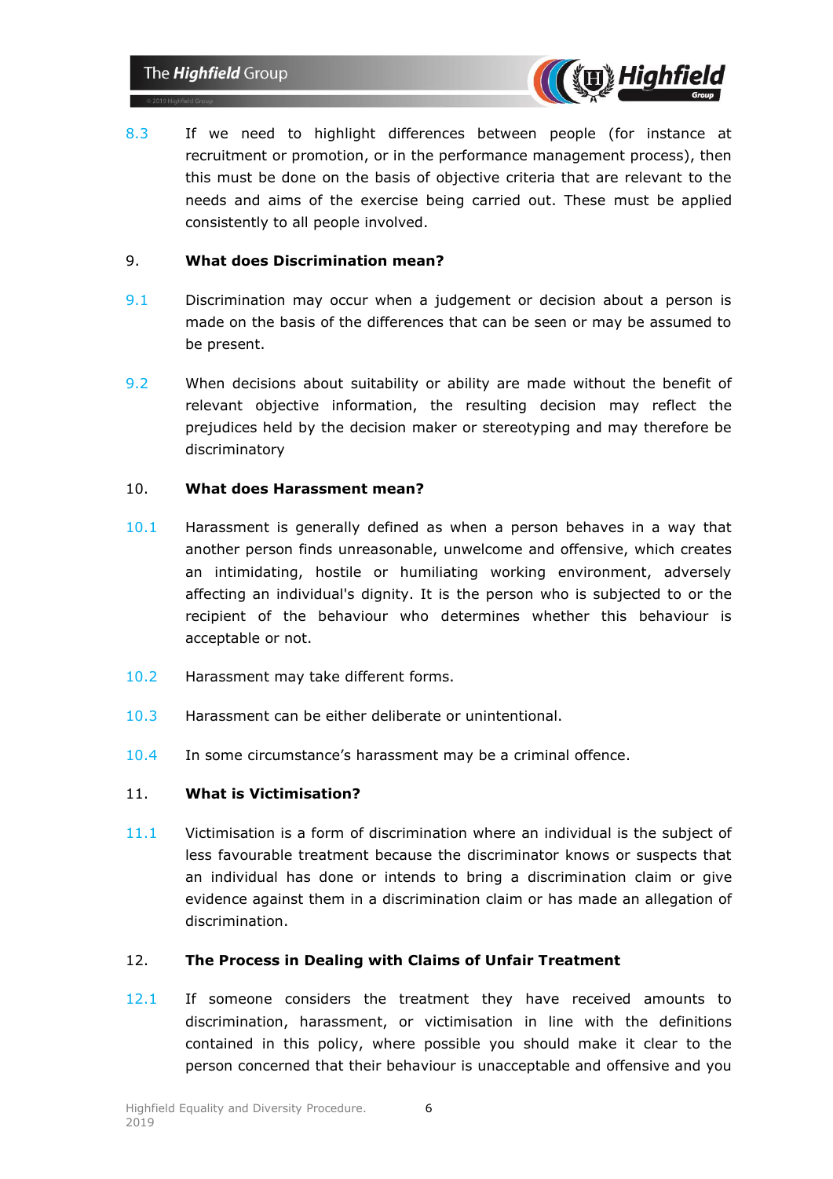8.3 If we need to highlight differences between people (for instance at recruitment or promotion, or in the performance management process), then this must be done on the basis of objective criteria that are relevant to the needs and aims of the exercise being carried out. These must be applied consistently to all people involved.

## 9. What does Discrimination mean?

9.1 Discrimination may occur when a judgement or decision about a person is made on the basis of the differences that can be seen or may be assumed to be present.

9.2 When decisions about suitability or ability are made without the benefit of relevant objective information, the resulting decision may reflect the prejudices held by the decision maker or stereotyping and may therefore be discriminatory

## 10. What does Harassment mean?

10.1 Harassment is generally defined as when a person behaves in a way that another person finds unreasonable, unwelcome and offensive, which creates an intimidating, hostile or humiliating working environment, adversely affecting an individual's dignity. It is the person who is subjected to or the recipient of the behaviour who determines whether this behaviour is acceptable or not.

10.2 Harassment may take different forms.

10.3 Harassment can be either deliberate or unintentional.

10.4 In some circumstance's harassment may be a criminal offence.

## 11. What is Victimisation?

11.1 Victimisation is a form of discrimination where an individual is the subject of less favourable treatment because the discriminator knows or suspects that an individual has done or intends to bring a discrimination claim or give evidence against them in a discrimination claim or has made an allegation of discrimination.

## 12. The Process in Dealing with Claims of Unfair Treatment

12.1 If someone considers the treatment they have received amounts to discrimination, harassment, or victimisation in line with the definitions contained in this policy, where possible you should make it clear to the person concerned that their behaviour is unacceptable and offensive and you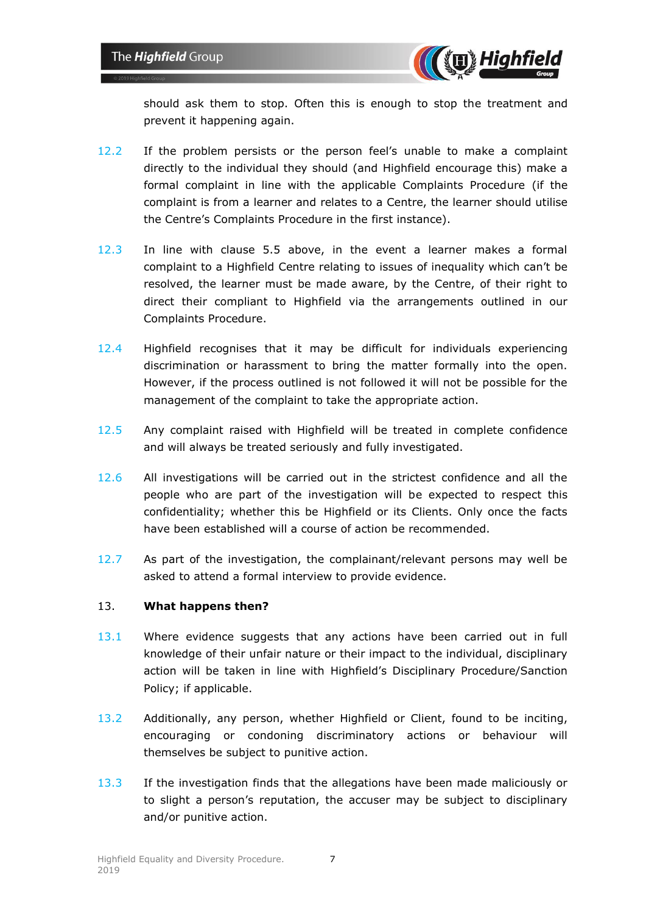should ask them to stop. Often this is enough to stop the treatment and prevent it happening again.

12.2 If the problem persists or the person feel's unable to make a complaint directly to the individual they should (and Highfield encourage this) make a formal complaint in line with the applicable Complaints Procedure (if the complaint is from a learner and relates to a Centre, the learner should utilise the Centre's Complaints Procedure in the first instance).

12.3 In line with clause 5.5 above, in the event a learner makes a formal complaint to a Highfield Centre relating to issues of inequality which can't be resolved, the learner must be made aware, by the Centre, of their right to direct their compliant to Highfield via the arrangements outlined in our Complaints Procedure.

12.4 Highfield recognises that it may be difficult for individuals experiencing discrimination or harassment to bring the matter formally into the open. However, if the process outlined is not followed it will not be possible for the management of the complaint to take the appropriate action.

12.5 Any complaint raised with Highfield will be treated in complete confidence and will always be treated seriously and fully investigated.

12.6 All investigations will be carried out in the strictest confidence and all the people who are part of the investigation will be expected to respect this confidentiality; whether this be Highfield or its Clients. Only once the facts have been established will a course of action be recommended.

12.7 As part of the investigation, the complainant/relevant persons may well be asked to attend a formal interview to provide evidence.

## 13. What happens then?

13.1 Where evidence suggests that any actions have been carried out in full knowledge of their unfair nature or their impact to the individual, disciplinary action will be taken in line with Highfield's Disciplinary Procedure/Sanction Policy; if applicable.

13.2 Additionally, any person, whether Highfield or Client, found to be inciting, encouraging or condoning discriminatory actions or behaviour will themselves be subject to punitive action.

13.3 If the investigation finds that the allegations have been made maliciously or to slight a person's reputation, the accuser may be subject to disciplinary and/or punitive action.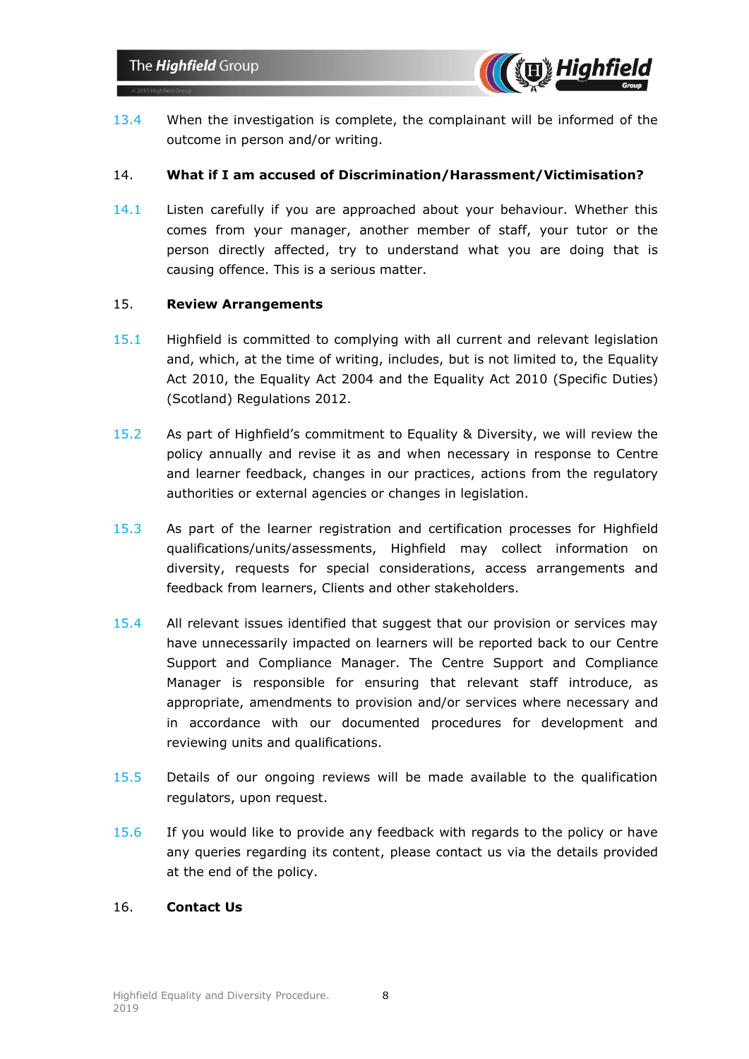13.4 When the investigation is complete, the complainant will be informed of the outcome in person and/or writing.

## 14. What if I am accused of Discrimination/Harassment/Victimisation?

14.1 Listen carefully if you are approached about your behaviour. Whether this comes from your manager, another member of staff, your tutor or the person directly affected, try to understand what you are doing that is causing offence. This is a serious matter.

## 15. Review Arrangements

15.1 Highfield is committed to complying with all current and relevant legislation and, which, at the time of writing, includes, but is not limited to, the Equality Act 2010, the Equality Act 2004 and the Equality Act 2010 (Specific Duties) (Scotland) Regulations 2012.

15.2 As part of Highfield's commitment to Equality & Diversity, we will review the policy annually and revise it as and when necessary in response to Centre and learner feedback, changes in our practices, actions from the regulatory authorities or external agencies or changes in legislation.

15.3 As part of the learner registration and certification processes for Highfield qualifications/units/assessments, Highfield may collect information on diversity, requests for special considerations, access arrangements and feedback from learners, Clients and other stakeholders.

15.4 All relevant issues identified that suggest that our provision or services may have unnecessarily impacted on learners will be reported back to our Centre Support and Compliance Manager. The Centre Support and Compliance Manager is responsible for ensuring that relevant staff introduce, as appropriate, amendments to provision and/or services where necessary and in accordance with our documented procedures for development and reviewing units and qualifications.

15.5 Details of our ongoing reviews will be made available to the qualification regulators, upon request.

15.6 If you would like to provide any feedback with regards to the policy or have any queries regarding its content, please contact us via the details provided at the end of the policy.

## 16. Contact Us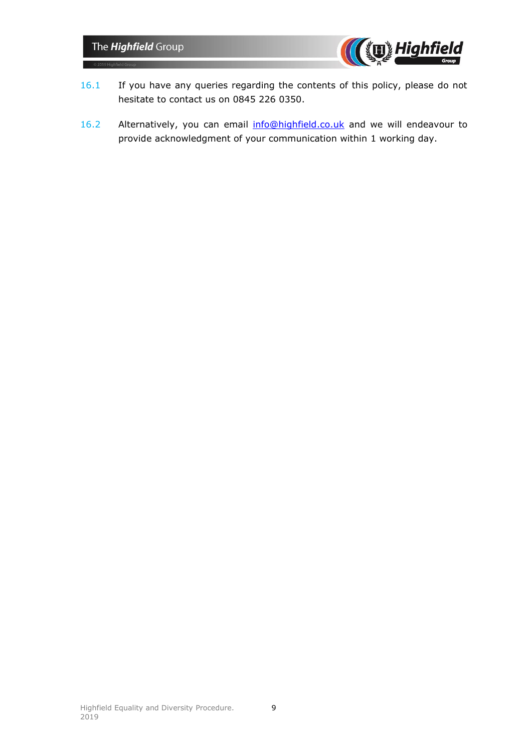16.1 If you have any queries regarding the contents of this policy, please do not hesitate to contact us on 0845 226 0350.

16.2 Alternatively, you can email info@highfield.co.uk and we will endeavour to provide acknowledgment of your communication within 1 working day.